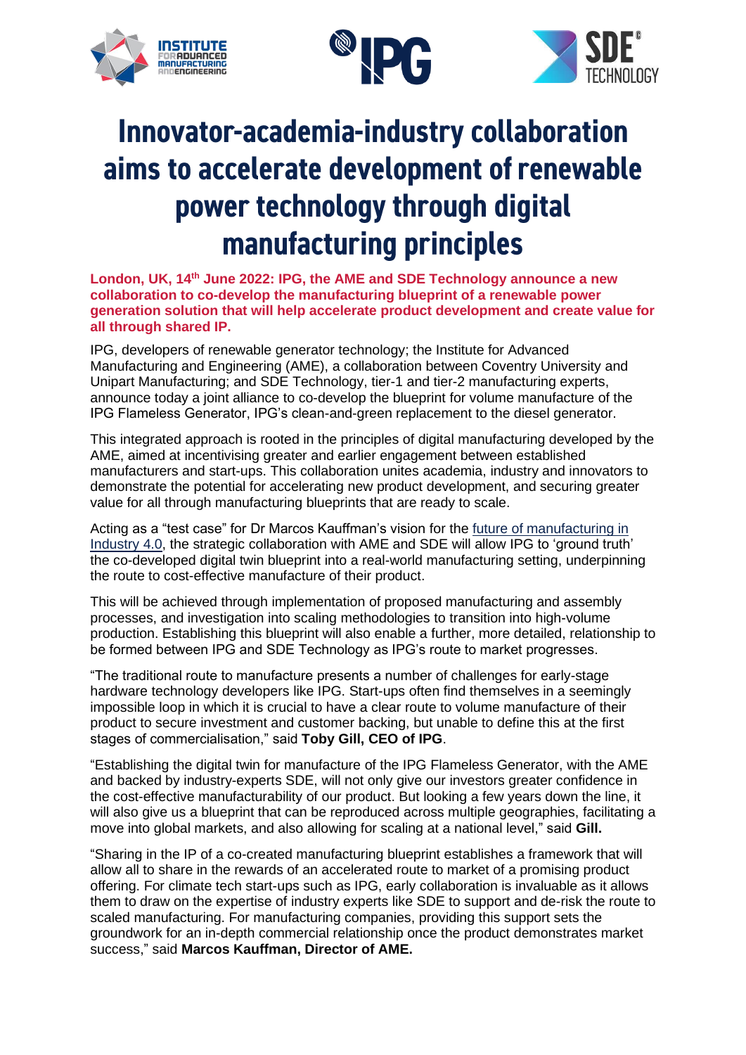# Innovator-academia-industry collaboration aims to accelerate development of renewable power technology through digital manufacturing principles

**London, UK, 14th June 2022: IPG, the AME and SDE Technology announce a new collaboration to co-develop the manufacturing blueprint of a renewable power generation solution that will help accelerate product development and create value for all through shared IP.**

IPG, developers of renewable generator technology; the Institute for Advanced Manufacturing and Engineering (AME), a collaboration between Coventry University and Unipart Manufacturing; and SDE Technology, tier-1 and tier-2 manufacturing experts, announce today a joint alliance to co-develop the blueprint for volume manufacture of the IPG Flameless Generator, IPG's clean-and-green replacement to the diesel generator.

This integrated approach is rooted in the principles of digital manufacturing developed by the AME, aimed at incentivising greater and earlier engagement between established manufacturers and start-ups. This collaboration unites academia, industry and innovators to demonstrate the potential for accelerating new product development, and securing greater value for all through manufacturing blueprints that are ready to scale.

Acting as a "test case" for Dr Marcos Kauffman's vision for the future of manufacturing in Industry 4.0, the strategic collaboration with AME and SDE will allow IPG to 'ground truth' the co-developed digital twin blueprint into a real-world manufacturing setting, underpinning the route to cost-effective manufacture of their product.

This will be achieved through implementation of proposed manufacturing and assembly processes, and investigation into scaling methodologies to transition into high-volume production. Establishing this blueprint will also enable a further, more detailed, relationship to be formed between IPG and SDE Technology as IPG's route to market progresses.

"The traditional route to manufacture presents a number of challenges for early-stage hardware technology developers like IPG. Start-ups often find themselves in a seemingly impossible loop in which it is crucial to have a clear route to volume manufacture of their product to secure investment and customer backing, but unable to define this at the first stages of commercialisation," said **Toby Gill, CEO of IPG**.

"Establishing the digital twin for manufacture of the IPG Flameless Generator, with the AME and backed by industry-experts SDE, will not only give our investors greater confidence in the cost-effective manufacturability of our product. But looking a few years down the line, it will also give us a blueprint that can be reproduced across multiple geographies, facilitating a move into global markets, and also allowing for scaling at a national level," said **Gill.**

"Sharing in the IP of a co-created manufacturing blueprint establishes a framework that will allow all to share in the rewards of an accelerated route to market of a promising product offering. For climate tech start-ups such as IPG, early collaboration is invaluable as it allows them to draw on the expertise of industry experts like SDE to support and de-risk the route to scaled manufacturing. For manufacturing companies, providing this support sets the groundwork for an in-depth commercial relationship once the product demonstrates market success," said **Marcos Kauffman, Director of AME.**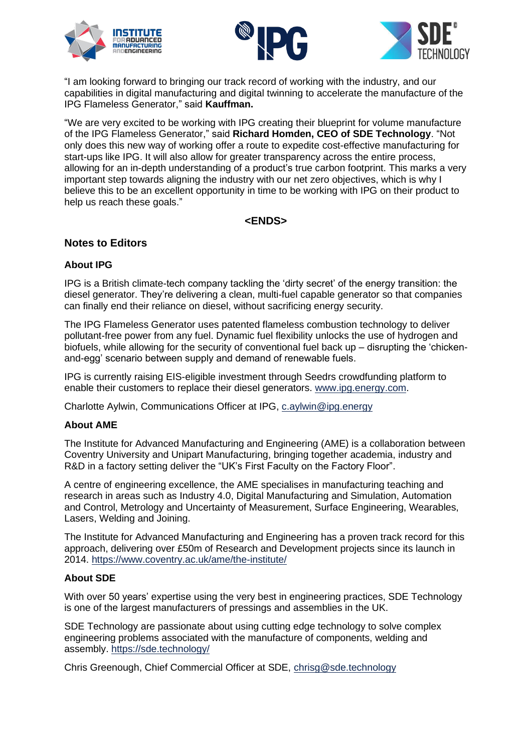"I am looking forward to bringing our track record of working with the industry, and our capabilities in digital manufacturing and digital twinning to accelerate the manufacture of the IPG Flameless Generator," said **Kauffman.**

"We are very excited to be working with IPG creating their blueprint for volume manufacture of the IPG Flameless Generator," said **Richard Homden, CEO of SDE Technology**. "Not only does this new way of working offer a route to expedite cost-effective manufacturing for start-ups like IPG. It will also allow for greater transparency across the entire process, allowing for an in-depth understanding of a product's true carbon footprint. This marks a very important step towards aligning the industry with our net zero objectives, which is why I believe this to be an excellent opportunity in time to be working with IPG on their product to help us reach these goals."

**<ENDS>**

## Notes to Editors

### About IPG

IPG is a British climate-tech company tackling the 'dirty secret' of the energy transition: the diesel generator. They're delivering a clean, multi-fuel capable generator so that companies can finally end their reliance on diesel, without sacrificing energy security.

The IPG Flameless Generator uses patented flameless combustion technology to deliver pollutant-free power from any fuel. Dynamic fuel flexibility unlocks the use of hydrogen and biofuels, while allowing for the security of conventional fuel back up – disrupting the 'chicken-and-egg' scenario between supply and demand of renewable fuels.

IPG is currently raising EIS-eligible investment through Seedrs crowdfunding platform to enable their customers to replace their diesel generators. www.ipg.energy.com.

Charlotte Aylwin, Communications Officer at IPG, c.aylwin@ipg.energy

### About AME

The Institute for Advanced Manufacturing and Engineering (AME) is a collaboration between Coventry University and Unipart Manufacturing, bringing together academia, industry and R&D in a factory setting deliver the "UK's First Faculty on the Factory Floor".

A centre of engineering excellence, the AME specialises in manufacturing teaching and research in areas such as Industry 4.0, Digital Manufacturing and Simulation, Automation and Control, Metrology and Uncertainty of Measurement, Surface Engineering, Wearables, Lasers, Welding and Joining.

The Institute for Advanced Manufacturing and Engineering has a proven track record for this approach, delivering over £50m of Research and Development projects since its launch in 2014. https://www.coventry.ac.uk/ame/the-institute/

### About SDE

With over 50 years' expertise using the very best in engineering practices, SDE Technology is one of the largest manufacturers of pressings and assemblies in the UK.

SDE Technology are passionate about using cutting edge technology to solve complex engineering problems associated with the manufacture of components, welding and assembly. https://sde.technology/

Chris Greenough, Chief Commercial Officer at SDE, chrisg@sde.technology